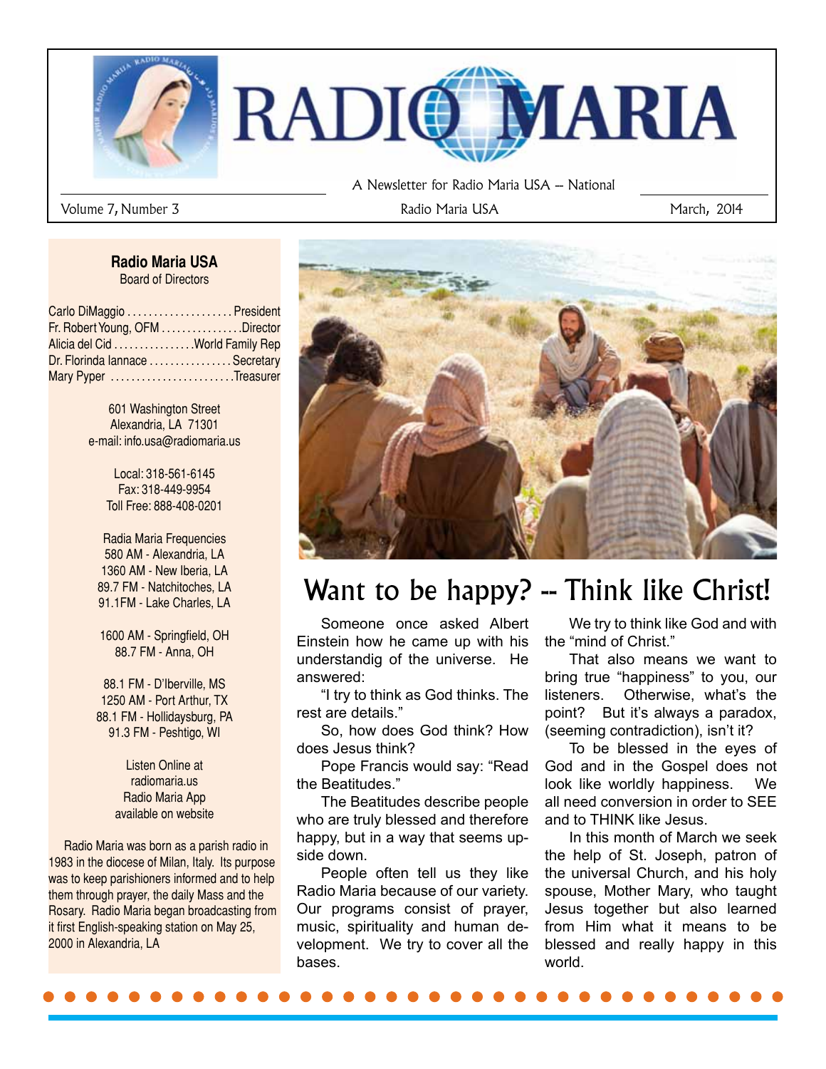# RADIO MARIA

A Newsletter for Radio Maria USA -- National

Volume 7, Number 3 | Radio Maria USA | March, 2014

**Radio Maria USA**
Board of Directors

Carlo DiMaggio .................... President
Fr. Robert Young, OFM ................Director
Alicia del Cid ................World Family Rep
Dr. Florinda Iannace ................ Secretary
Mary Pyper ........................Treasurer

601 Washington Street
Alexandria, LA 71301
e-mail: info.usa@radiomaria.us

Local: 318-561-6145
Fax: 318-449-9954
Toll Free: 888-408-0201

Radia Maria Frequencies
580 AM - Alexandria, LA
1360 AM - New Iberia, LA
89.7 FM - Natchitoches, LA
91.1FM - Lake Charles, LA

1600 AM - Springfield, OH
88.7 FM - Anna, OH

88.1 FM - D'Iberville, MS
1250 AM - Port Arthur, TX
88.1 FM - Hollidaysburg, PA
91.3 FM - Peshtigo, WI

Listen Online at
radiomaria.us
Radio Maria App
available on website

Radio Maria was born as a parish radio in 1983 in the diocese of Milan, Italy. Its purpose was to keep parishioners informed and to help them through prayer, the daily Mass and the Rosary. Radio Maria began broadcasting from it first English-speaking station on May 25, 2000 in Alexandria, LA

## Want to be happy? -- Think like Christ!

Someone once asked Albert Einstein how he came up with his understandig of the universe. He answered:

"I try to think as God thinks. The rest are details."

So, how does God think? How does Jesus think?

Pope Francis would say: "Read the Beatitudes."

The Beatitudes describe people who are truly blessed and therefore happy, but in a way that seems upside down.

People often tell us they like Radio Maria because of our variety. Our programs consist of prayer, music, spirituality and human development. We try to cover all the bases.

We try to think like God and with the "mind of Christ."

That also means we want to bring true "happiness" to you, our listeners. Otherwise, what's the point? But it's always a paradox, (seeming contradiction), isn't it?

To be blessed in the eyes of God and in the Gospel does not look like worldly happiness. We all need conversion in order to SEE and to THINK like Jesus.

In this month of March we seek the help of St. Joseph, patron of the universal Church, and his holy spouse, Mother Mary, who taught Jesus together but also learned from Him what it means to be blessed and really happy in this world.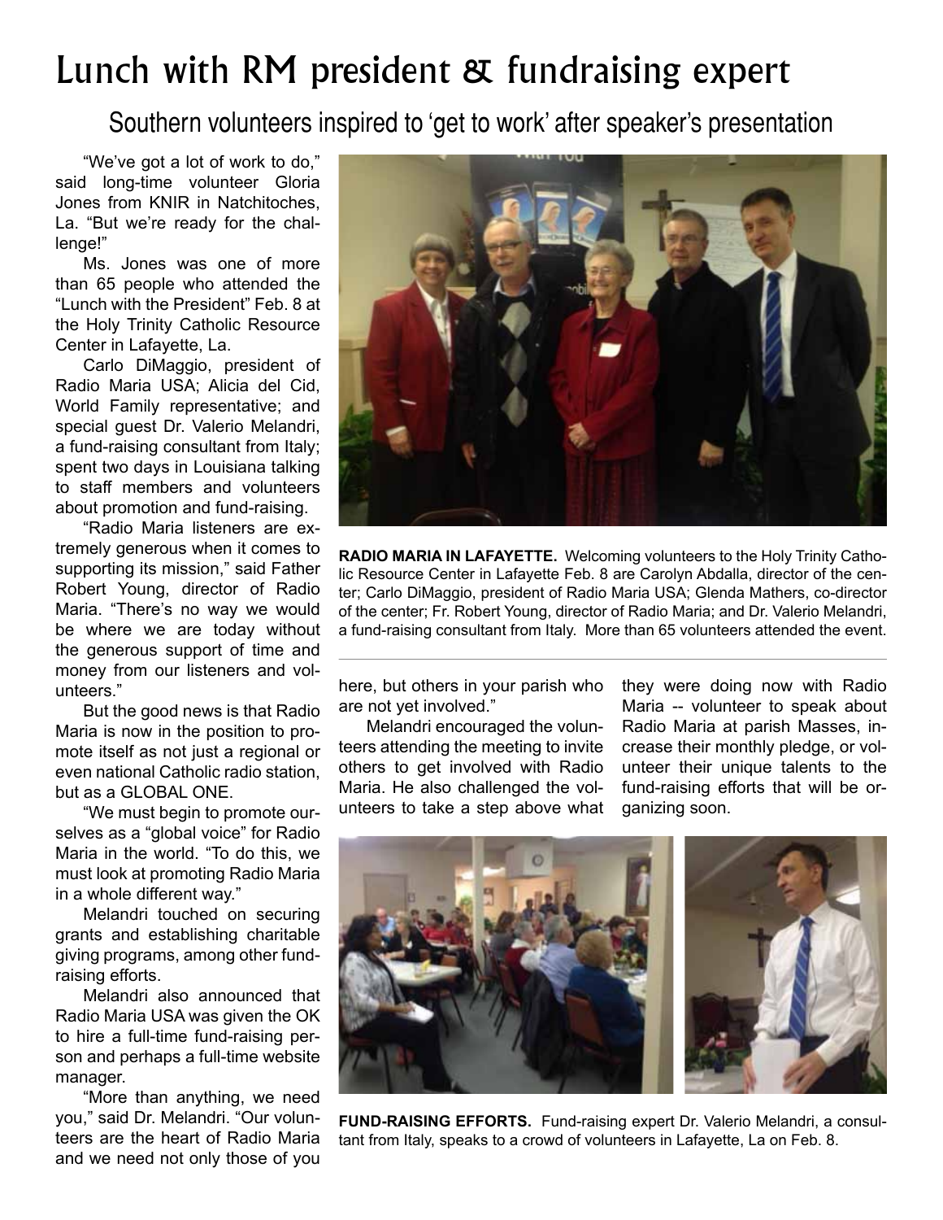# Lunch with RM president & fundraising expert

## Southern volunteers inspired to 'get to work' after speaker's presentation

"We've got a lot of work to do," said long-time volunteer Gloria Jones from KNIR in Natchitoches, La. "But we're ready for the challenge!"

Ms. Jones was one of more than 65 people who attended the "Lunch with the President" Feb. 8 at the Holy Trinity Catholic Resource Center in Lafayette, La.

Carlo DiMaggio, president of Radio Maria USA; Alicia del Cid, World Family representative; and special guest Dr. Valerio Melandri, a fund-raising consultant from Italy; spent two days in Louisiana talking to staff members and volunteers about promotion and fund-raising.

"Radio Maria listeners are extremely generous when it comes to supporting its mission," said Father Robert Young, director of Radio Maria. "There's no way we would be where we are today without the generous support of time and money from our listeners and volunteers."

But the good news is that Radio Maria is now in the position to promote itself as not just a regional or even national Catholic radio station, but as a GLOBAL ONE.

"We must begin to promote ourselves as a "global voice" for Radio Maria in the world. "To do this, we must look at promoting Radio Maria in a whole different way."

Melandri touched on securing grants and establishing charitable giving programs, among other fund-raising efforts.

Melandri also announced that Radio Maria USA was given the OK to hire a full-time fund-raising person and perhaps a full-time website manager.

"More than anything, we need you," said Dr. Melandri. "Our volunteers are the heart of Radio Maria and we need not only those of you here, but others in your parish who are not yet involved."

Melandri encouraged the volunteers attending the meeting to invite others to get involved with Radio Maria. He also challenged the volunteers to take a step above what they were doing now with Radio Maria -- volunteer to speak about Radio Maria at parish Masses, increase their monthly pledge, or volunteer their unique talents to the fund-raising efforts that will be organizing soon.

**RADIO MARIA IN LAFAYETTE.** Welcoming volunteers to the Holy Trinity Catholic Resource Center in Lafayette Feb. 8 are Carolyn Abdalla, director of the center; Carlo DiMaggio, president of Radio Maria USA; Glenda Mathers, co-director of the center; Fr. Robert Young, director of Radio Maria; and Dr. Valerio Melandri, a fund-raising consultant from Italy. More than 65 volunteers attended the event.

**FUND-RAISING EFFORTS.** Fund-raising expert Dr. Valerio Melandri, a consultant from Italy, speaks to a crowd of volunteers in Lafayette, La on Feb. 8.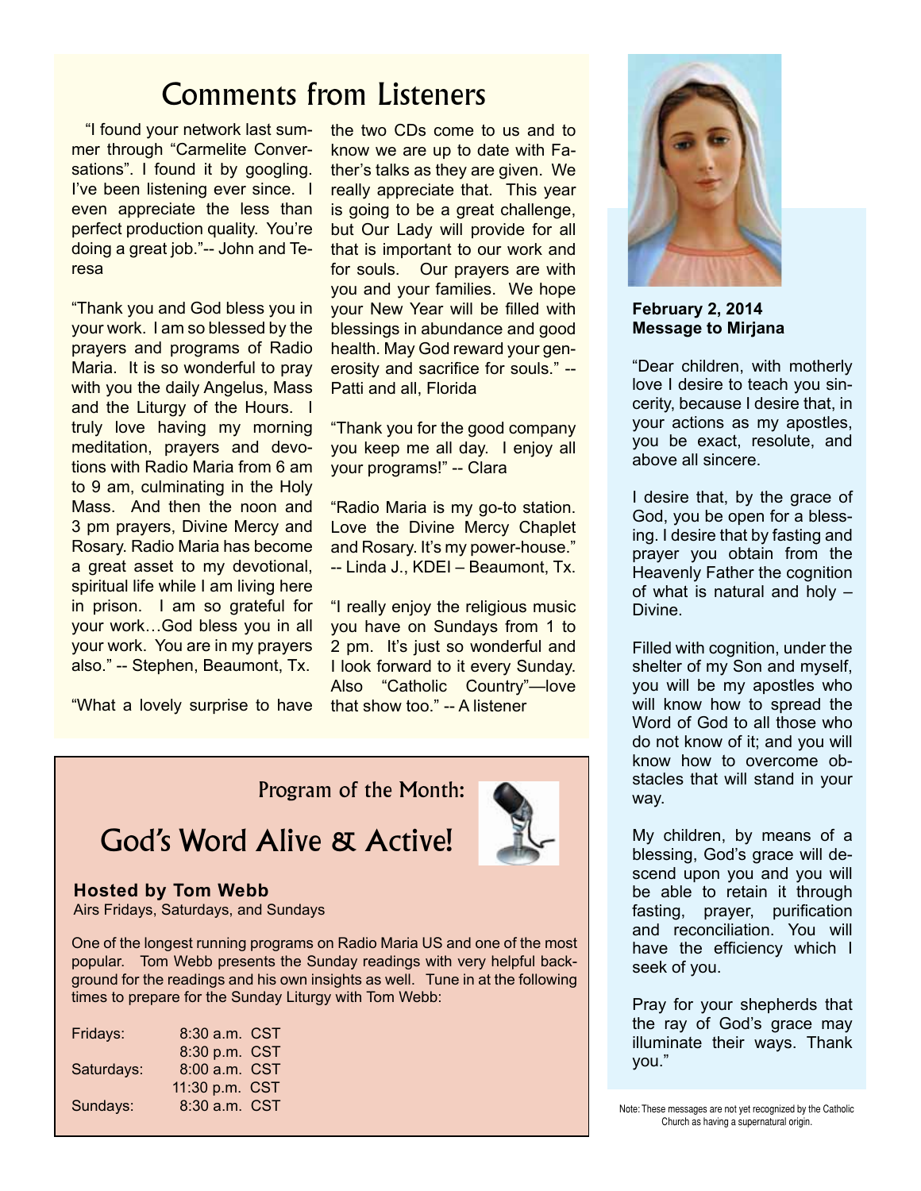## Comments from Listeners

"I found your network last summer through "Carmelite Conversations". I found it by googling. I've been listening ever since. I even appreciate the less than perfect production quality. You're doing a great job."-- John and Teresa

"Thank you and God bless you in your work. I am so blessed by the prayers and programs of Radio Maria. It is so wonderful to pray with you the daily Angelus, Mass and the Liturgy of the Hours. I truly love having my morning meditation, prayers and devotions with Radio Maria from 6 am to 9 am, culminating in the Holy Mass. And then the noon and 3 pm prayers, Divine Mercy and Rosary. Radio Maria has become a great asset to my devotional, spiritual life while I am living here in prison. I am so grateful for your work…God bless you in all your work. You are in my prayers also." -- Stephen, Beaumont, Tx.

"What a lovely surprise to have the two CDs come to us and to know we are up to date with Father's talks as they are given. We really appreciate that. This year is going to be a great challenge, but Our Lady will provide for all that is important to our work and for souls. Our prayers are with you and your families. We hope your New Year will be filled with blessings in abundance and good health. May God reward your generosity and sacrifice for souls." -- Patti and all, Florida

"Thank you for the good company you keep me all day. I enjoy all your programs!" -- Clara

"Radio Maria is my go-to station. Love the Divine Mercy Chaplet and Rosary. It's my power-house." -- Linda J., KDEI – Beaumont, Tx.

"I really enjoy the religious music you have on Sundays from 1 to 2 pm. It's just so wonderful and I look forward to it every Sunday. Also "Catholic Country"—love that show too." -- A listener

Program of the Month:

## God's Word Alive & Active!

**Hosted by Tom Webb**

Airs Fridays, Saturdays, and Sundays

One of the longest running programs on Radio Maria US and one of the most popular. Tom Webb presents the Sunday readings with very helpful background for the readings and his own insights as well. Tune in at the following times to prepare for the Sunday Liturgy with Tom Webb:

| | |
|---|---|
| Fridays: | 8:30 a.m. CST |
| | 8:30 p.m. CST |
| Saturdays: | 8:00 a.m. CST |
| | 11:30 p.m. CST |
| Sundays: | 8:30 a.m. CST |

**February 2, 2014**
**Message to Mirjana**

"Dear children, with motherly love I desire to teach you sincerity, because I desire that, in your actions as my apostles, you be exact, resolute, and above all sincere.

I desire that, by the grace of God, you be open for a blessing. I desire that by fasting and prayer you obtain from the Heavenly Father the cognition of what is natural and holy – Divine.

Filled with cognition, under the shelter of my Son and myself, you will be my apostles who will know how to spread the Word of God to all those who do not know of it; and you will know how to overcome obstacles that will stand in your way.

My children, by means of a blessing, God's grace will descend upon you and you will be able to retain it through fasting, prayer, purification and reconciliation. You will have the efficiency which I seek of you.

Pray for your shepherds that the ray of God's grace may illuminate their ways. Thank you."

Note: These messages are not yet recognized by the Catholic Church as having a supernatural origin.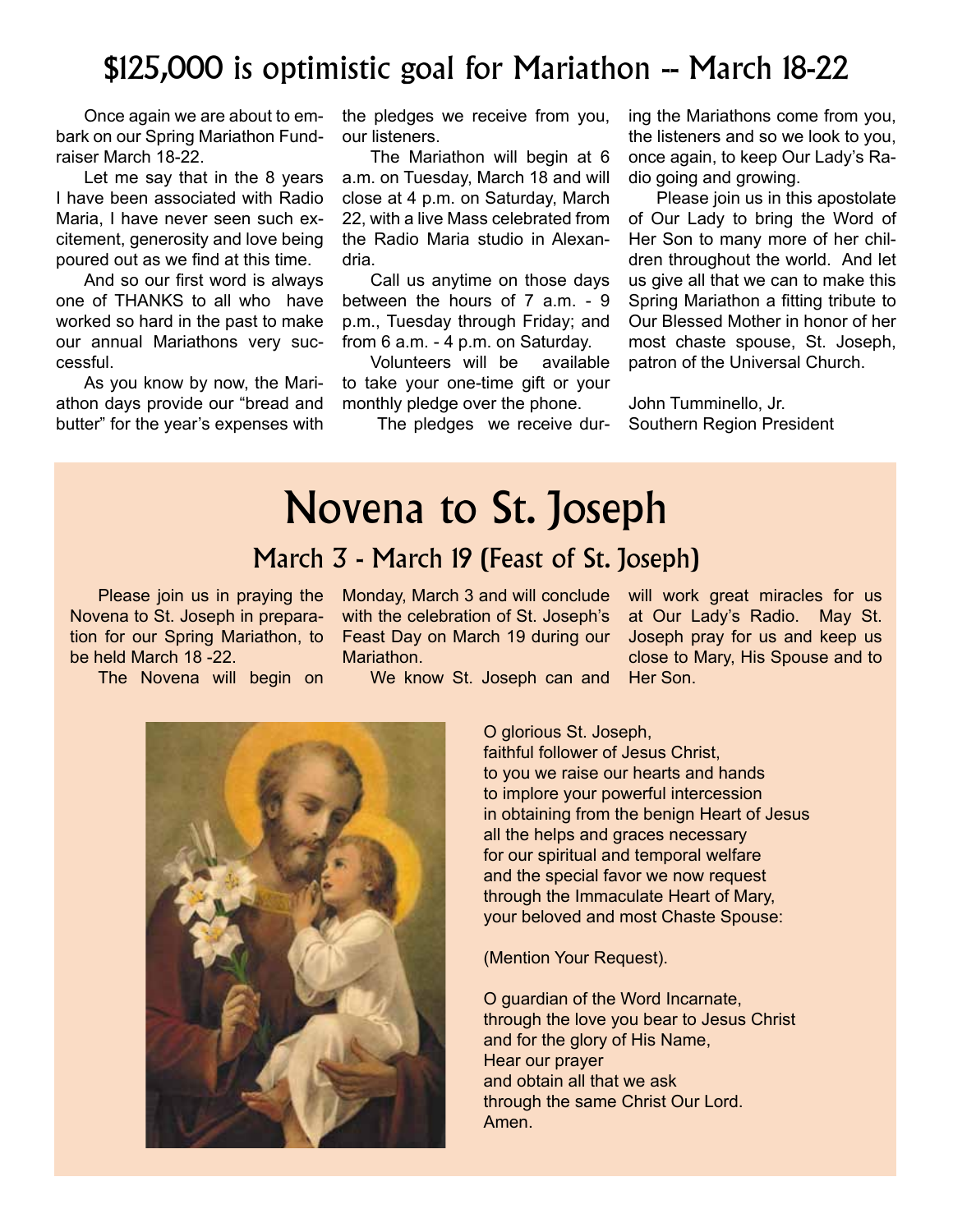# $125,000 is optimistic goal for Mariathon -- March 18-22

Once again we are about to embark on our Spring Mariathon Fundraiser March 18-22.

Let me say that in the 8 years I have been associated with Radio Maria, I have never seen such excitement, generosity and love being poured out as we find at this time.

And so our first word is always one of THANKS to all who have worked so hard in the past to make our annual Mariathons very successful.

As you know by now, the Mariathon days provide our "bread and butter" for the year's expenses with the pledges we receive from you, our listeners.

The Mariathon will begin at 6 a.m. on Tuesday, March 18 and will close at 4 p.m. on Saturday, March 22, with a live Mass celebrated from the Radio Maria studio in Alexandria.

Call us anytime on those days between the hours of 7 a.m. - 9 p.m., Tuesday through Friday; and from 6 a.m. - 4 p.m. on Saturday.

Volunteers will be available to take your one-time gift or your monthly pledge over the phone.

The pledges we receive during the Mariathons come from you, the listeners and so we look to you, once again, to keep Our Lady's Radio going and growing.

Please join us in this apostolate of Our Lady to bring the Word of Her Son to many more of her children throughout the world. And let us give all that we can to make this Spring Mariathon a fitting tribute to Our Blessed Mother in honor of her most chaste spouse, St. Joseph, patron of the Universal Church.

John Tumminello, Jr.
Southern Region President

# Novena to St. Joseph

## March 3 - March 19 (Feast of St. Joseph)

Please join us in praying the Novena to St. Joseph in preparation for our Spring Mariathon, to be held March 18 -22.

The Novena will begin on Monday, March 3 and will conclude with the celebration of St. Joseph's Feast Day on March 19 during our Mariathon.

We know St. Joseph can and will work great miracles for us at Our Lady's Radio. May St. Joseph pray for us and keep us close to Mary, His Spouse and to Her Son.

O glorious St. Joseph,
faithful follower of Jesus Christ,
to you we raise our hearts and hands
to implore your powerful intercession
in obtaining from the benign Heart of Jesus
all the helps and graces necessary
for our spiritual and temporal welfare
and the special favor we now request
through the Immaculate Heart of Mary,
your beloved and most Chaste Spouse:

(Mention Your Request).

O guardian of the Word Incarnate,
through the love you bear to Jesus Christ
and for the glory of His Name,
Hear our prayer
and obtain all that we ask
through the same Christ Our Lord.
Amen.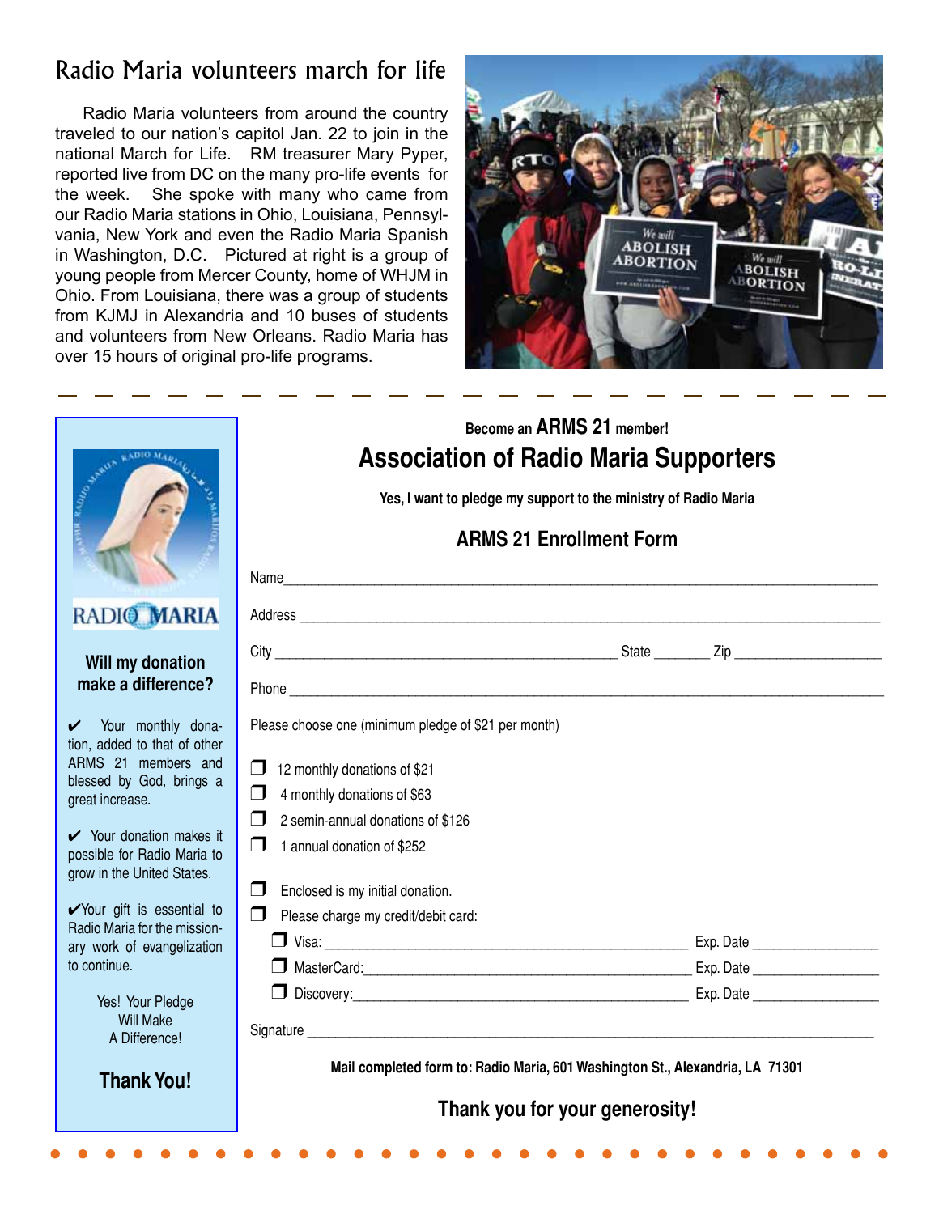# Radio Maria volunteers march for life

Radio Maria volunteers from around the country traveled to our nation's capitol Jan. 22 to join in the national March for Life. RM treasurer Mary Pyper, reported live from DC on the many pro-life events for the week. She spoke with many who came from our Radio Maria stations in Ohio, Louisiana, Pennsylvania, New York and even the Radio Maria Spanish in Washington, D.C. Pictured at right is a group of young people from Mercer County, home of WHJM in Ohio. From Louisiana, there was a group of students from KJMJ in Alexandria and 10 buses of students and volunteers from New Orleans. Radio Maria has over 15 hours of original pro-life programs.

---

### Will my donation make a difference?

✔ Your monthly donation, added to that of other ARMS 21 members and blessed by God, brings a great increase.

✔ Your donation makes it possible for Radio Maria to grow in the United States.

✔ Your gift is essential to Radio Maria for the missionary work of evangelization to continue.

Yes! Your Pledge Will Make A Difference!

**Thank You!**

---

**Become an ARMS 21 member!**

## Association of Radio Maria Supporters

**Yes, I want to pledge my support to the ministry of Radio Maria**

### ARMS 21 Enrollment Form

Name___________________________

Address___________________________

City___________________________ State _______ Zip ___________

Phone___________________________

Please choose one (minimum pledge of $21 per month)

- ❒ 12 monthly donations of $21
- ❒ 4 monthly donations of $63
- ❒ 2 semin-annual donations of $126
- ❒ 1 annual donation of $252

- ❒ Enclosed is my initial donation.
- ❒ Please charge my credit/debit card:
  - ❒ Visa: ___________________ Exp. Date ___________
  - ❒ MasterCard: ___________________ Exp. Date ___________
  - ❒ Discovery: ___________________ Exp. Date ___________

Signature ___________________________

**Mail completed form to: Radio Maria, 601 Washington St., Alexandria, LA 71301**

**Thank you for your generosity!**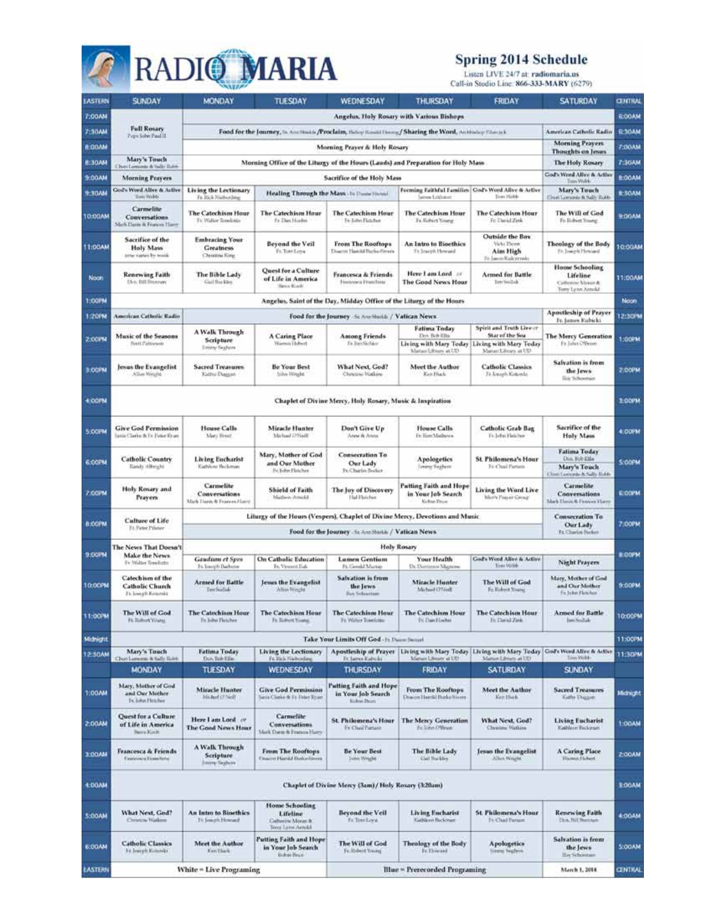# RADIO MARIA

## Spring 2014 Schedule

Listen LIVE 24/7 at: radiomaria.us
Call-in Studio Line: 866-333-MARY (6279)

| EASTERN | SUNDAY | MONDAY | TUESDAY | WEDNESDAY | THURSDAY | FRIDAY | SATURDAY | CENTRAL |
|---|---|---|---|---|---|---|---|---|
| 7:00AM | Full Rosary (Pope John Paul II) | Angelus, Holy Rosary with Various Bishops | | | | | | 6:00AM |
| 7:30AM | | Food for the Journey, Sr. Ann Shields /Proclaim, Bishop Ronald Herzog / Sharing the Word, Archbishop Flanagan | | | | | American Catholic Radio | 6:30AM |
| 8:00AM | | Morning Prayer & Holy Rosary | | | | | Morning Prayers / Thoughts on Jesus | 7:00AM |
| 8:30AM | Mary's Touch (Cheri Lomonte & Sally Robb) | Morning Office of the Liturgy of the Hours (Lauds) and Preparation for Holy Mass | | | | | The Holy Rosary | 7:30AM |
| 9:00AM | Morning Prayers | Sacrifice of the Holy Mass | | | | | God's Word Alive & Active (Tom Webb) | 8:00AM |
| 9:30AM | God's Word Alive & Active (Tom Webb) | Living the Lectionary (Fr. Rick Nieberding) | Healing Through the Mass - Fr. Dwane Stenzel | | Forming Faithful Families (James Lichtsinn) | God's Word Alive & Active (Tom Webb) | Mary's Touch (Cheri Lomonte & Sally Robb) | 8:30AM |
| 10:00AM | Carmelite Conversations (Mark Danis & Frances Harry) | The Catechism Hour (Fr. Walter Tonelotto) | The Catechism Hour (Fr. Dan Hoehn) | The Catechism Hour (Fr. John Fletcher) | The Catechism Hour (Fr. Robert Young) | The Catechism Hour (Fr. David Zink) | The Will of God (Fr. Robert Young) | 9:00AM |
| 11:00AM | Sacrifice of the Holy Mass (time varies by week) | Embracing Your Greatness (Christina King) | Beyond the Veil (Fr. Tom Loya) | From The Rooftops (Deacon Harold Burke-Sivers) | An Intro to Bioethics (Fr. Joseph Howard) | Outside the Box (Vicki Thorn) / Aim High (Fr. Jason Kulczynski) | Theology of the Body (Fr. Joseph Howard) | 10:00AM |
| Noon | Renewing Faith (Dcn. Bill Brennan) | The Bible Lady (Gail Buckley) | Quest for a Culture of Life in America (Steve Koob) | Francesca & Friends (Francesca Franchina) | Here I am Lord or The Good News Hour | Armed for Battle (Jim Sedlak) | Home Schooling Lifeline (Catherine Moran & Terry Lynn Arnold) | 11:00AM |
| 1:00PM | Angelus, Saint of the Day, Midday Office of the Liturgy of the Hours | | | | | | | Noon |
| 1:20PM | American Catholic Radio | Food for the Journey - Sr. Ann Shields / Vatican News | | | | | Apostleship of Prayer (Fr. James Kubicki) | 12:30PM |
| 2:00PM | Music of the Seasons (Brett Patterson) | A Walk Through Scripture (Jimmy Seghers) | A Caring Place (Warren Hebert) | Among Friends (Fr. Jim Sichko) | Fatima Today (Dcn. Bob Ellis) / Living with Mary Today (Marian Library at UD) | Spirit and Truth Live or Star of the Sea / Living with Mary Today (Marian Library at UD) | The Mercy Generation (Fr. John O'Brien) | 1:00PM |
| 3:00PM | Jesus the Evangelist (Allen Wright) | Sacred Treasures (Kathy Duggan) | Be Your Best (John Wright) | What Next, God? (Christine Watkins) | Meet the Author (Ken Huck) | Catholic Classics (Fr. Joseph Koterski) | Salvation is from the Jews (Roy Schoeman) | 2:00PM |
| 4:00PM | Chaplet of Divine Mercy, Holy Rosary, Music & Inspiration | | | | | | | 3:00PM |
| 5:00PM | Give God Permission (Janis Clarke & Fr. Peter Ryan) | House Calls (Mary Bond) | Miracle Hunter (Michael O'Neill) | Don't Give Up (Anne & Anna) | House Calls (Fr. Ron Mathews) | Catholic Grab Bag (Fr. John Fletcher) | Sacrifice of the Holy Mass | 4:00PM |
| 6:00PM | Catholic Country (Randy Albright) | Living Eucharist (Kathleen Beckman) | Mary, Mother of God and Our Mother (Fr. John Fletcher) | Consecration To Our Lady (Fr. Charles Becker) | Apologetics (Jimmy Seghers) | St. Philomena's Hour (Fr. Chad Partain) | Fatima Today (Dcn. Bob Ellis) / Mary's Touch (Cheri Lomonte & Sally Robb) | 5:00PM |
| 7:00PM | Holy Rosary and Prayers | Carmelite Conversations (Mark Danis & Frances Harry) | Shield of Faith (Matthew Arnold) | The Joy of Discovery (Hal Fletcher) | Putting Faith and Hope in Your Job Search (Kevin Price) | Living the Word Live (Men's Prayer Group) | Carmelite Conversations (Mark Danis & Frances Harry) | 6:00PM |
| 8:00PM | Culture of Life (Fr. Peter Pilsner) | Liturgy of the Hours (Vespers), Chaplet of Divine Mercy, Devotions and Music / Food for the Journey - Sr. Ann Shields / Vatican News | | | | | Consecration To Our Lady (Fr. Charles Becker) | 7:00PM |
| 9:00PM | The News That Doesn't Make the News (Fr. Walter Tonelotto) | Holy Rosary / *Gaudium et Spes* (Fr. Joseph Barbone) | Holy Rosary / On Catholic Education (Fr. Vincent Esh) | Holy Rosary / Lumen Gentium (Fr. Gerald Murray) | Holy Rosary / Your Health (Dr. Dominic Magnone) | Holy Rosary / God's Word Alive & Active (Tom Webb) | Night Prayers | 8:00PM |
| 10:00PM | Catechism of the Catholic Church (Fr. Joseph Koterski) | Armed for Battle (Jim Sedlak) | Jesus the Evangelist (Allen Wright) | Salvation is from the Jews (Roy Schoeman) | Miracle Hunter (Michael O'Neill) | The Will of God (Fr. Robert Young) | Mary, Mother of God and Our Mother (Fr. John Fletcher) | 9:00PM |
| 11:00PM | The Will of God (Fr. Robert Young) | The Catechism Hour (Fr. John Fletcher) | The Catechism Hour (Fr. Robert Young) | The Catechism Hour (Fr. Walter Tonelotto) | The Catechism Hour (Fr. Dan Hoehn) | The Catechism Hour (Fr. David Zink) | Armed for Battle (Jim Sedlak) | 10:00PM |
| Midnight | Take Your Limits Off God - Fr. Dwane Stenzel | | | | | | | 11:00PM |
| 12:30AM | Mary's Touch (Cheri Lomonte & Sally Robb) | Fatima Today (Dcn. Bob Ellis) | Living the Lectionary (Fr. Rick Nieberding) | Apostleship of Prayer (Fr. James Kubicki) | Living with Mary Today (Marian Library at UD) | Living with Mary Today (Marian Library at UD) | God's Word Alive & Active (Tom Webb) | 11:30PM |
| | **MONDAY** | **TUESDAY** | **WEDNESDAY** | **THURSDAY** | **FRIDAY** | **SATURDAY** | **SUNDAY** | |
| 1:00AM | Mary, Mother of God and Our Mother (Fr. John Fletcher) | Miracle Hunter (Michael O'Neill) | Give God Permission (Janis Clarke & Fr. Peter Ryan) | Putting Faith and Hope in Your Job Search (Kevin Price) | From The Rooftops (Deacon Harold Burke-Sivers) | Meet the Author (Ken Huck) | Sacred Treasures (Kathy Duggan) | Midnight |
| 2:00AM | Quest for a Culture of Life in America (Steve Koob) | Here I am Lord or The Good News Hour | Carmelite Conversations (Mark Danis & Frances Harry) | St. Philomena's Hour (Fr. Chad Partain) | The Mercy Generation (Fr. John O'Brien) | What Next, God? (Christine Watkins) | Living Eucharist (Kathleen Beckman) | 1:00AM |
| 3:00AM | Francesca & Friends (Francesca Franchina) | A Walk Through Scripture (Jimmy Seghers) | From The Rooftops (Deacon Harold Burke-Sivers) | Be Your Best (John Wright) | The Bible Lady (Gail Buckley) | Jesus the Evangelist (Allen Wright) | A Caring Place (Warren Hebert) | 2:00AM |
| 4:00AM | Chaplet of Divine Mercy (3am) / Holy Rosary (3:20am) | | | | | | | 3:00AM |
| 5:00AM | What Next, God? (Christine Watkins) | An Intro to Bioethics (Fr. Joseph Howard) | Home Schooling Lifeline (Catherine Moran & Terry Lynn Arnold) | Beyond the Veil (Fr. Tom Loya) | Living Eucharist (Kathleen Beckman) | St. Philomena's Hour (Fr. Chad Partain) | Renewing Faith (Dcn. Bill Brennan) | 4:00AM |
| 6:00AM | Catholic Classics (Fr. Joseph Koterski) | Meet the Author (Ken Huck) | Putting Faith and Hope in Your Job Search (Kevin Price) | The Will of God (Fr. Robert Young) | Theology of the Body (Fr. Howard) | Apologetics (Jimmy Seghers) | Salvation is from the Jews (Roy Schoeman) | 5:00AM |
| EASTERN | | | | | | | | CENTRAL |

White = Live Programing — Blue = Prerecorded Programing — March 1, 2014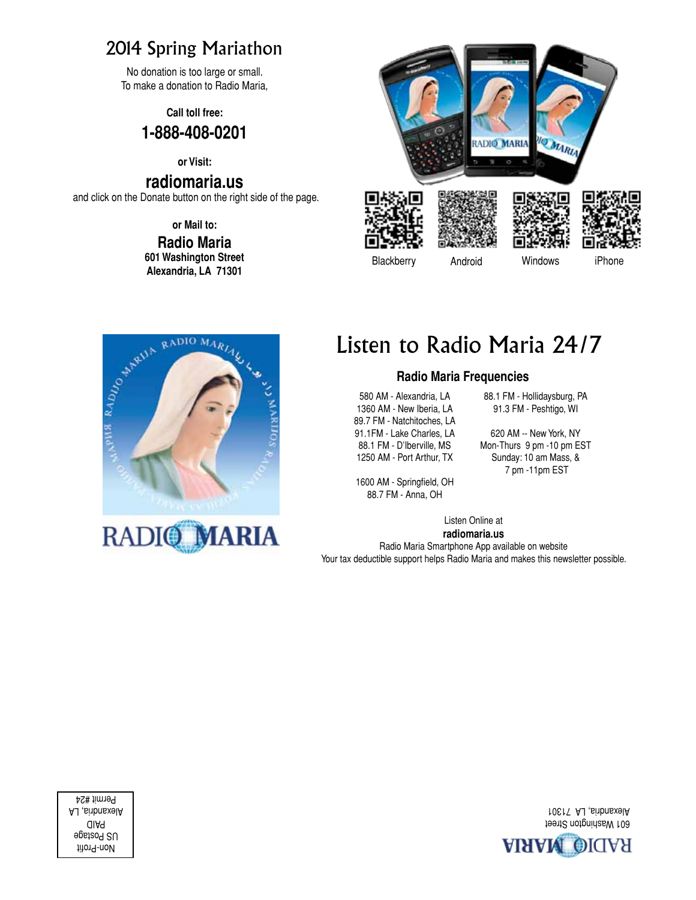## 2014 Spring Mariathon

No donation is too large or small.
To make a donation to Radio Maria,

**Call toll free:**

**1-888-408-0201**

**or Visit:**

**radiomaria.us**

and click on the Donate button on the right side of the page.

**or Mail to:**

**Radio Maria**
**601 Washington Street**
**Alexandria, LA 71301**

Blackberry    Android    Windows    iPhone

# Listen to Radio Maria 24/7

### Radio Maria Frequencies

580 AM - Alexandria, LA
1360 AM - New Iberia, LA
89.7 FM - Natchitoches, LA
91.1FM - Lake Charles, LA
88.1 FM - D'Iberville, MS
1250 AM - Port Arthur, TX

1600 AM - Springfield, OH
88.7 FM - Anna, OH

88.1 FM - Hollidaysburg, PA
91.3 FM - Peshtigo, WI

620 AM -- New York, NY
Mon-Thurs 9 pm -10 pm EST
Sunday: 10 am Mass, &
7 pm -11pm EST

Listen Online at
**radiomaria.us**
Radio Maria Smartphone App available on website
Your tax deductible support helps Radio Maria and makes this newsletter possible.

RADIO MARIA
601 Washington Street
Alexandria, LA 71301

Non-Profit
US Postage
PAID
Alexandria, LA
Permit #24